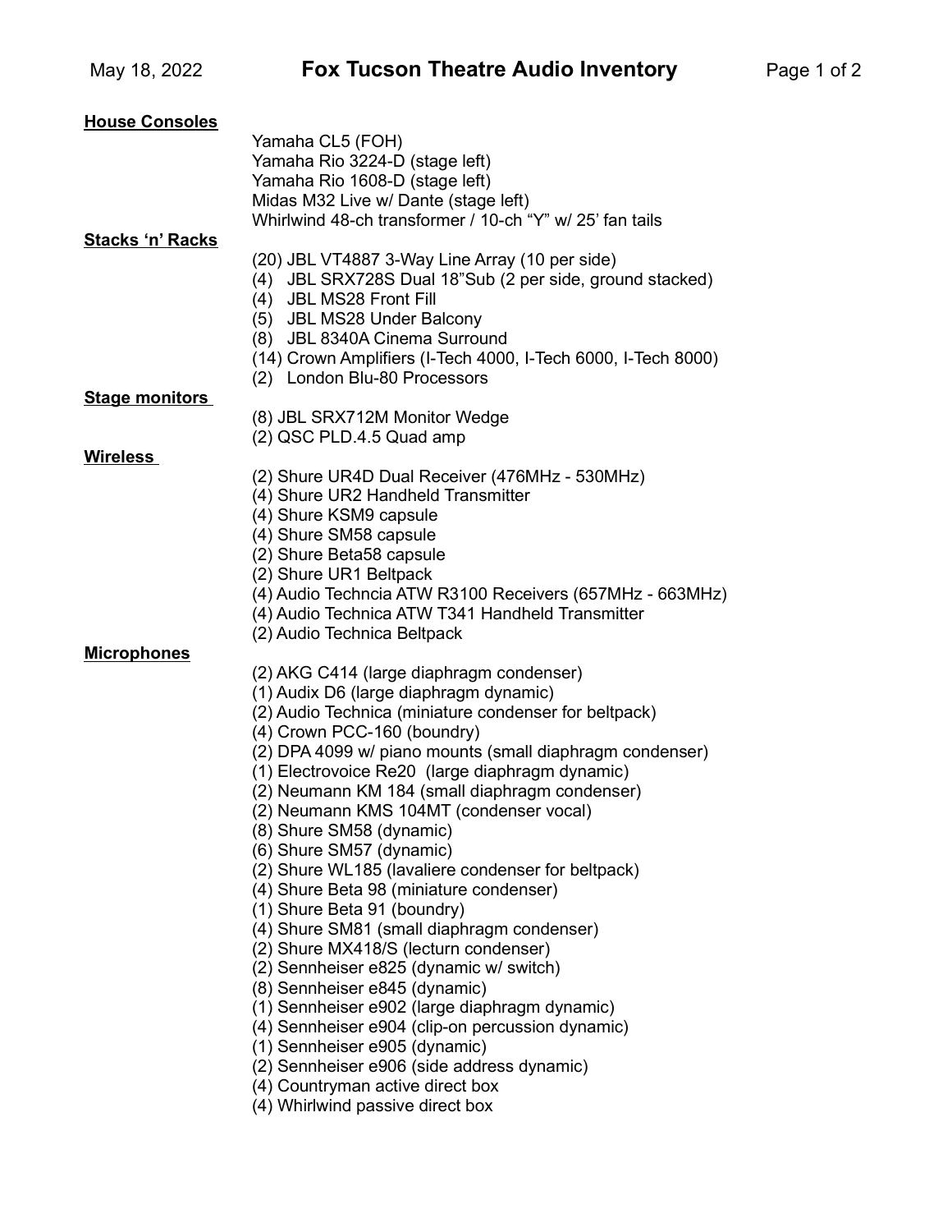# Fox Tucson Theatre Audio Inventory

May 18, 2022

**House Consoles**

- Yamaha CL5 (FOH)
- Yamaha Rio 3224-D (stage left)
- Yamaha Rio 1608-D (stage left)
- Midas M32 Live w/ Dante (stage left)
- Whirlwind 48-ch transformer / 10-ch “Y” w/ 25’ fan tails

**Stacks ‘n’ Racks**

- (20) JBL VT4887 3-Way Line Array (10 per side)
- (4) JBL SRX728S Dual 18”Sub (2 per side, ground stacked)
- (4) JBL MS28 Front Fill
- (5) JBL MS28 Under Balcony
- (8) JBL 8340A Cinema Surround
- (14) Crown Amplifiers (I-Tech 4000, I-Tech 6000, I-Tech 8000)
- (2) London Blu-80 Processors

**Stage monitors**

- (8) JBL SRX712M Monitor Wedge
- (2) QSC PLD.4.5 Quad amp

**Wireless**

- (2) Shure UR4D Dual Receiver (476MHz - 530MHz)
- (4) Shure UR2 Handheld Transmitter
- (4) Shure KSM9 capsule
- (4) Shure SM58 capsule
- (2) Shure Beta58 capsule
- (2) Shure UR1 Beltpack
- (4) Audio Techncia ATW R3100 Receivers (657MHz - 663MHz)
- (4) Audio Technica ATW T341 Handheld Transmitter
- (2) Audio Technica Beltpack

**Microphones**

- (2) AKG C414 (large diaphragm condenser)
- (1) Audix D6 (large diaphragm dynamic)
- (2) Audio Technica (miniature condenser for beltpack)
- (4) Crown PCC-160 (boundry)
- (2) DPA 4099 w/ piano mounts (small diaphragm condenser)
- (1) Electrovoice Re20 (large diaphragm dynamic)
- (2) Neumann KM 184 (small diaphragm condenser)
- (2) Neumann KMS 104MT (condenser vocal)
- (8) Shure SM58 (dynamic)
- (6) Shure SM57 (dynamic)
- (2) Shure WL185 (lavaliere condenser for beltpack)
- (4) Shure Beta 98 (miniature condenser)
- (1) Shure Beta 91 (boundry)
- (4) Shure SM81 (small diaphragm condenser)
- (2) Shure MX418/S (lecturn condenser)
- (2) Sennheiser e825 (dynamic w/ switch)
- (8) Sennheiser e845 (dynamic)
- (1) Sennheiser e902 (large diaphragm dynamic)
- (4) Sennheiser e904 (clip-on percussion dynamic)
- (1) Sennheiser e905 (dynamic)
- (2) Sennheiser e906 (side address dynamic)
- (4) Countryman active direct box
- (4) Whirlwind passive direct box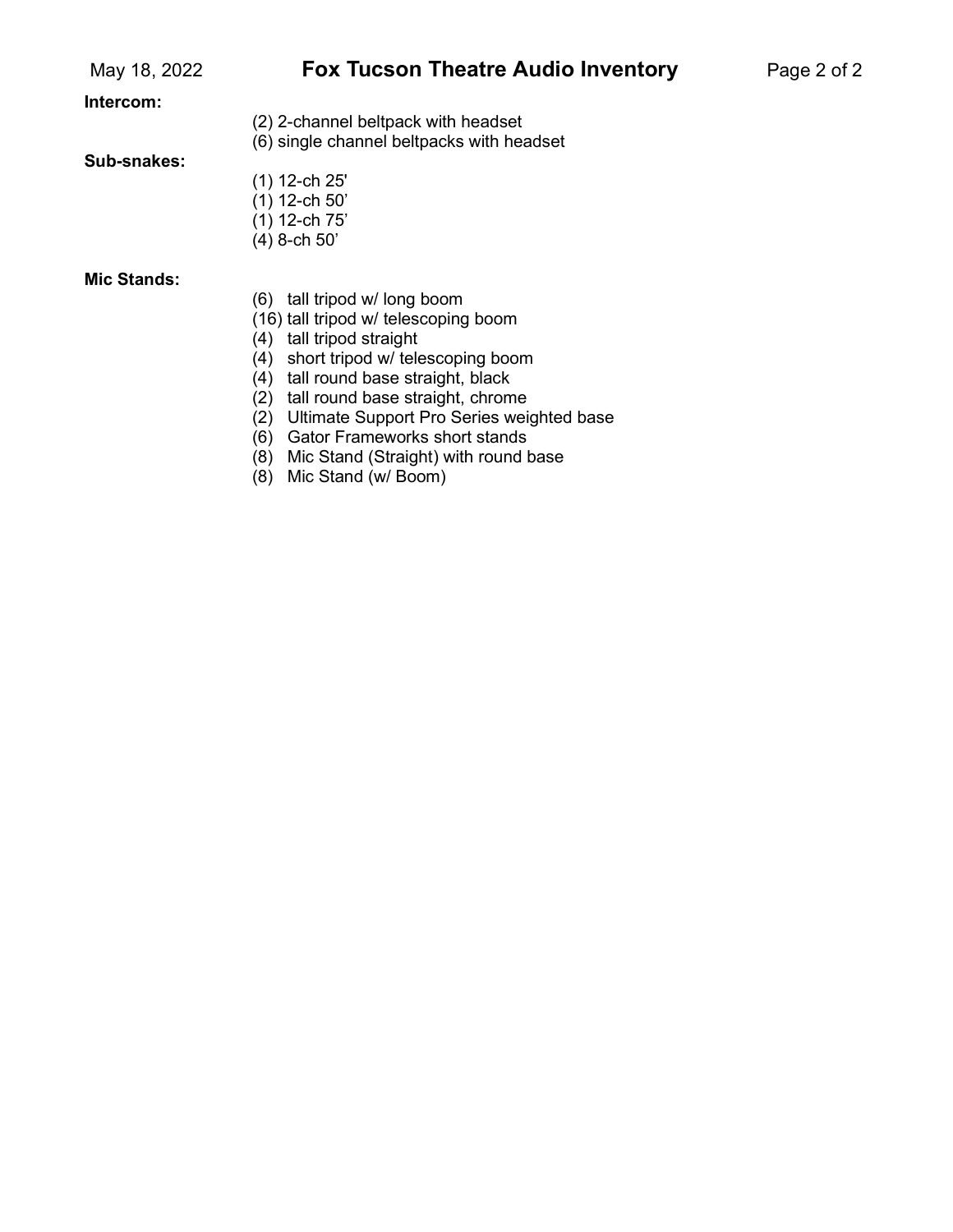**Intercom:**

- (2) 2-channel beltpack with headset
- (6) single channel beltpacks with headset

**Sub-snakes:**

- (1) 12-ch 25'
- (1) 12-ch 50’
- (1) 12-ch 75’
- (4) 8-ch 50’

**Mic Stands:**

- (6) tall tripod w/ long boom
- (16) tall tripod w/ telescoping boom
- (4) tall tripod straight
- (4) short tripod w/ telescoping boom
- (4) tall round base straight, black
- (2) tall round base straight, chrome
- (2) Ultimate Support Pro Series weighted base
- (6) Gator Frameworks short stands
- (8) Mic Stand (Straight) with round base
- (8) Mic Stand (w/ Boom)